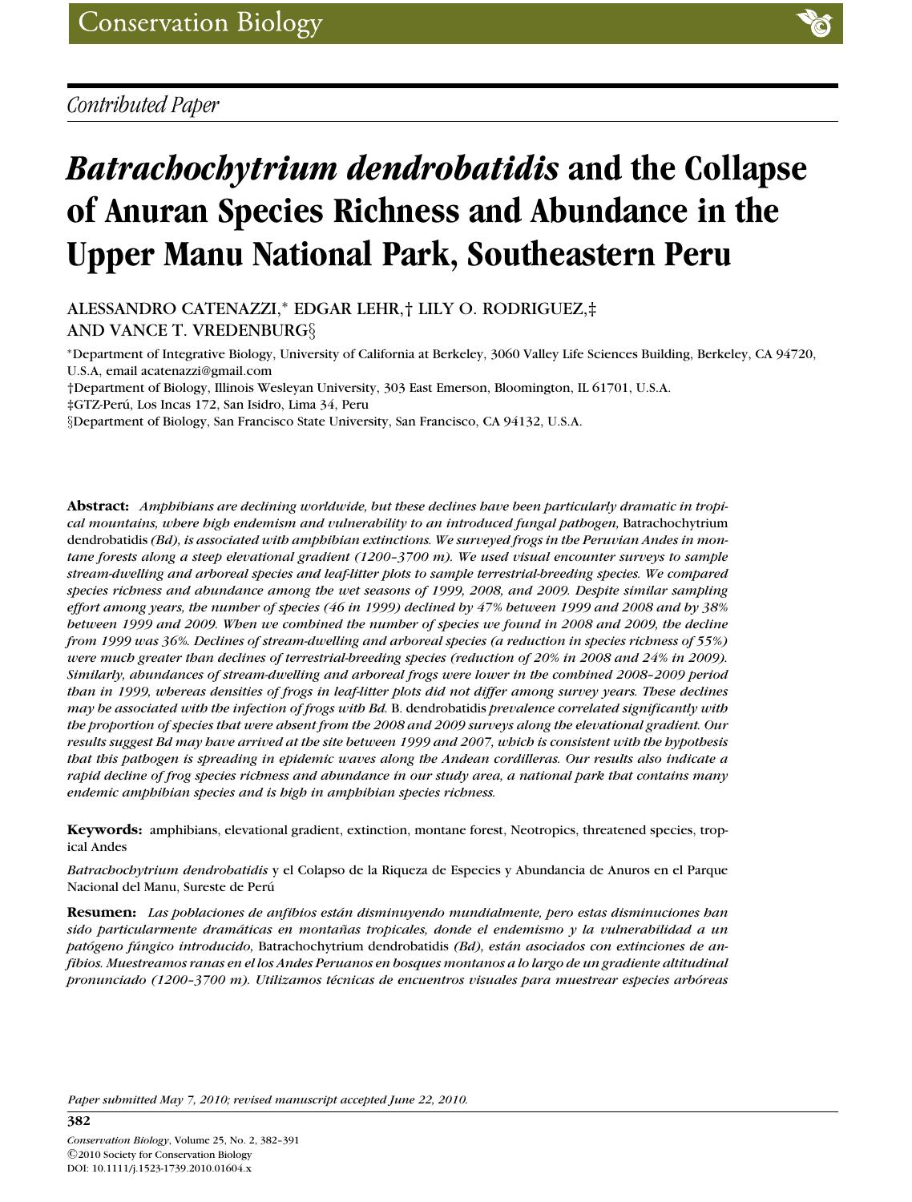*Contributed Paper*

# *Batrachochytrium dendrobatidis* and the Collapse of Anuran Species Richness and Abundance in the Upper Manu National Park, Southeastern Peru

ALESSANDRO CATENAZZI,* EDGAR LEHR,† LILY O. RODRIGUEZ,‡ AND VANCE T. VREDENBURG§

*Department of Integrative Biology, University of California at Berkeley, 3060 Valley Life Sciences Building, Berkeley, CA 94720, U.S.A, email acatenazzi@gmail.com

†Department of Biology, Illinois Wesleyan University, 303 East Emerson, Bloomington, IL 61701, U.S.A.

‡GTZ-Perú, Los Incas 172, San Isidro, Lima 34, Peru

§Department of Biology, San Francisco State University, San Francisco, CA 94132, U.S.A.

**Abstract:** *Amphibians are declining worldwide, but these declines have been particularly dramatic in tropical mountains, where high endemism and vulnerability to an introduced fungal pathogen,* Batrachochytrium dendrobatidis *(Bd), is associated with amphibian extinctions. We surveyed frogs in the Peruvian Andes in montane forests along a steep elevational gradient (1200–3700 m). We used visual encounter surveys to sample stream-dwelling and arboreal species and leaf-litter plots to sample terrestrial-breeding species. We compared species richness and abundance among the wet seasons of 1999, 2008, and 2009. Despite similar sampling effort among years, the number of species (46 in 1999) declined by 47% between 1999 and 2008 and by 38% between 1999 and 2009. When we combined the number of species we found in 2008 and 2009, the decline from 1999 was 36%. Declines of stream-dwelling and arboreal species (a reduction in species richness of 55%) were much greater than declines of terrestrial-breeding species (reduction of 20% in 2008 and 24% in 2009). Similarly, abundances of stream-dwelling and arboreal frogs were lower in the combined 2008–2009 period than in 1999, whereas densities of frogs in leaf-litter plots did not differ among survey years. These declines may be associated with the infection of frogs with Bd.* B. dendrobatidis *prevalence correlated significantly with the proportion of species that were absent from the 2008 and 2009 surveys along the elevational gradient. Our results suggest Bd may have arrived at the site between 1999 and 2007, which is consistent with the hypothesis that this pathogen is spreading in epidemic waves along the Andean cordilleras. Our results also indicate a rapid decline of frog species richness and abundance in our study area, a national park that contains many endemic amphibian species and is high in amphibian species richness.*

**Keywords:** amphibians, elevational gradient, extinction, montane forest, Neotropics, threatened species, tropical Andes

*Batrachochytrium dendrobatidis* y el Colapso de la Riqueza de Especies y Abundancia de Anuros en el Parque Nacional del Manu, Sureste de Perú

**Resumen:** *Las poblaciones de anfibios están disminuyendo mundialmente, pero estas disminuciones han sido particularmente dramáticas en montañas tropicales, donde el endemismo y la vulnerabilidad a un patógeno fúngico introducido,* Batrachochytrium dendrobatidis *(Bd), están asociados con extinciones de anfibios. Muestreamos ranas en el los Andes Peruanos en bosques montanos a lo largo de un gradiente altitudinal pronunciado (1200–3700 m). Utilizamos técnicas de encuentros visuales para muestrear especies arbóreas*

*Paper submitted May 7, 2010; revised manuscript accepted June 22, 2010.*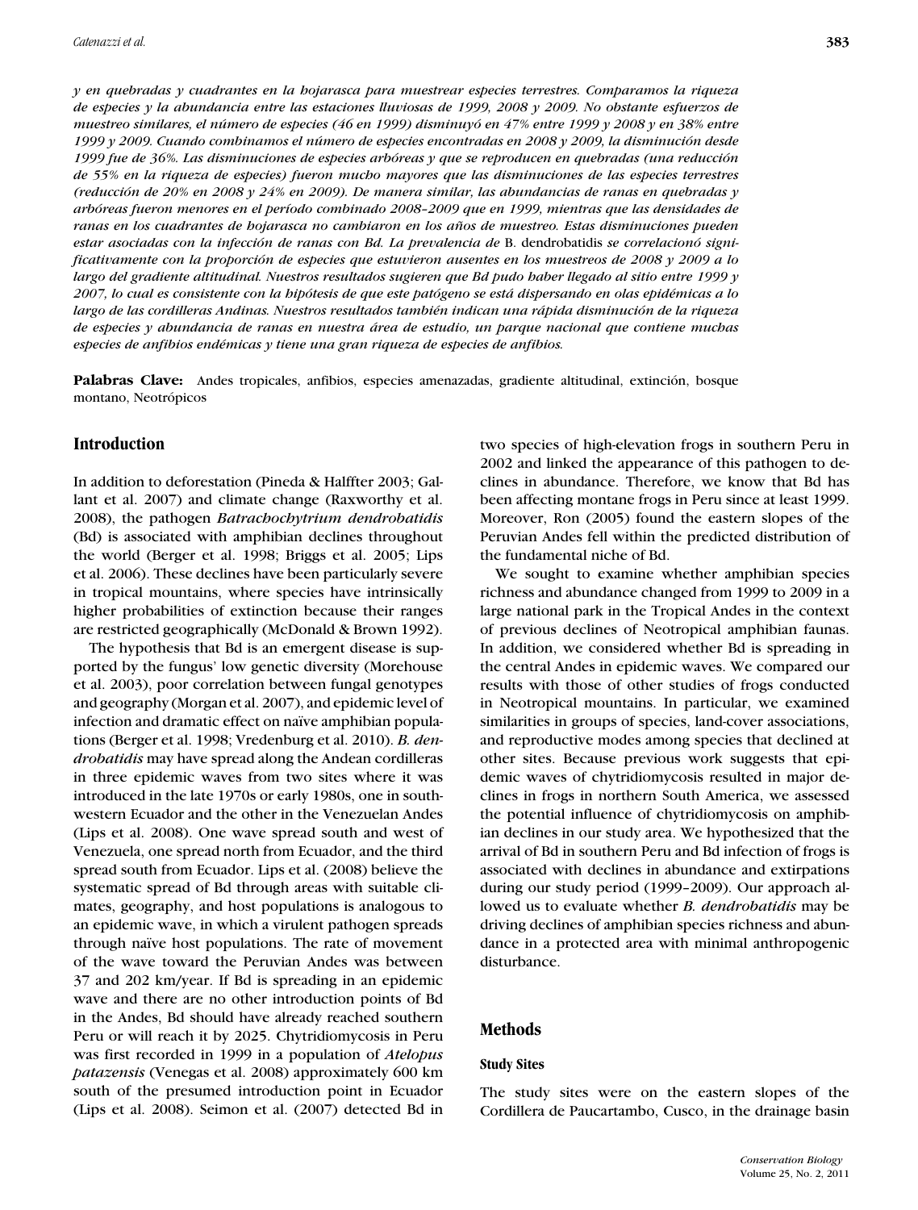*y en quebradas y cuadrantes en la hojarasca para muestrear especies terrestres. Comparamos la riqueza de especies y la abundancia entre las estaciones lluviosas de 1999, 2008 y 2009. No obstante esfuerzos de muestreo similares, el número de especies (46 en 1999) disminuyó en 47% entre 1999 y 2008 y en 38% entre 1999 y 2009. Cuando combinamos el número de especies encontradas en 2008 y 2009, la disminución desde 1999 fue de 36%. Las disminuciones de especies arbóreas y que se reproducen en quebradas (una reducción de 55% en la riqueza de especies) fueron mucho mayores que las disminuciones de las especies terrestres (reducción de 20% en 2008 y 24% en 2009). De manera similar, las abundancias de ranas en quebradas y arbóreas fueron menores en el período combinado 2008–2009 que en 1999, mientras que las densidades de ranas en los cuadrantes de hojarasca no cambiaron en los años de muestreo. Estas disminuciones pueden estar asociadas con la infección de ranas con Bd. La prevalencia de* B. dendrobatidis *se correlacionó significativamente con la proporción de especies que estuvieron ausentes en los muestreos de 2008 y 2009 a lo largo del gradiente altitudinal. Nuestros resultados sugieren que Bd pudo haber llegado al sitio entre 1999 y 2007, lo cual es consistente con la hipótesis de que este patógeno se está dispersando en olas epidémicas a lo largo de las cordilleras Andinas. Nuestros resultados también indican una rápida disminución de la riqueza de especies y abundancia de ranas en nuestra área de estudio, un parque nacional que contiene muchas especies de anfibios endémicas y tiene una gran riqueza de especies de anfibios.*

**Palabras Clave:** Andes tropicales, anfibios, especies amenazadas, gradiente altitudinal, extinción, bosque montano, Neotrópicos

## Introduction

In addition to deforestation (Pineda & Halffter 2003; Gallant et al. 2007) and climate change (Raxworthy et al. 2008), the pathogen *Batrachochytrium dendrobatidis* (Bd) is associated with amphibian declines throughout the world (Berger et al. 1998; Briggs et al. 2005; Lips et al. 2006). These declines have been particularly severe in tropical mountains, where species have intrinsically higher probabilities of extinction because their ranges are restricted geographically (McDonald & Brown 1992).

The hypothesis that Bd is an emergent disease is supported by the fungus' low genetic diversity (Morehouse et al. 2003), poor correlation between fungal genotypes and geography (Morgan et al. 2007), and epidemic level of infection and dramatic effect on naïve amphibian populations (Berger et al. 1998; Vredenburg et al. 2010). *B. dendrobatidis* may have spread along the Andean cordilleras in three epidemic waves from two sites where it was introduced in the late 1970s or early 1980s, one in southwestern Ecuador and the other in the Venezuelan Andes (Lips et al. 2008). One wave spread south and west of Venezuela, one spread north from Ecuador, and the third spread south from Ecuador. Lips et al. (2008) believe the systematic spread of Bd through areas with suitable climates, geography, and host populations is analogous to an epidemic wave, in which a virulent pathogen spreads through naïve host populations. The rate of movement of the wave toward the Peruvian Andes was between 37 and 202 km/year. If Bd is spreading in an epidemic wave and there are no other introduction points of Bd in the Andes, Bd should have already reached southern Peru or will reach it by 2025. Chytridiomycosis in Peru was first recorded in 1999 in a population of *Atelopus patazensis* (Venegas et al. 2008) approximately 600 km south of the presumed introduction point in Ecuador (Lips et al. 2008). Seimon et al. (2007) detected Bd in two species of high-elevation frogs in southern Peru in 2002 and linked the appearance of this pathogen to declines in abundance. Therefore, we know that Bd has been affecting montane frogs in Peru since at least 1999. Moreover, Ron (2005) found the eastern slopes of the Peruvian Andes fell within the predicted distribution of the fundamental niche of Bd.

We sought to examine whether amphibian species richness and abundance changed from 1999 to 2009 in a large national park in the Tropical Andes in the context of previous declines of Neotropical amphibian faunas. In addition, we considered whether Bd is spreading in the central Andes in epidemic waves. We compared our results with those of other studies of frogs conducted in Neotropical mountains. In particular, we examined similarities in groups of species, land-cover associations, and reproductive modes among species that declined at other sites. Because previous work suggests that epidemic waves of chytridiomycosis resulted in major declines in frogs in northern South America, we assessed the potential influence of chytridiomycosis on amphibian declines in our study area. We hypothesized that the arrival of Bd in southern Peru and Bd infection of frogs is associated with declines in abundance and extirpations during our study period (1999–2009). Our approach allowed us to evaluate whether *B. dendrobatidis* may be driving declines of amphibian species richness and abundance in a protected area with minimal anthropogenic disturbance.

## Methods

### Study Sites

The study sites were on the eastern slopes of the Cordillera de Paucartambo, Cusco, in the drainage basin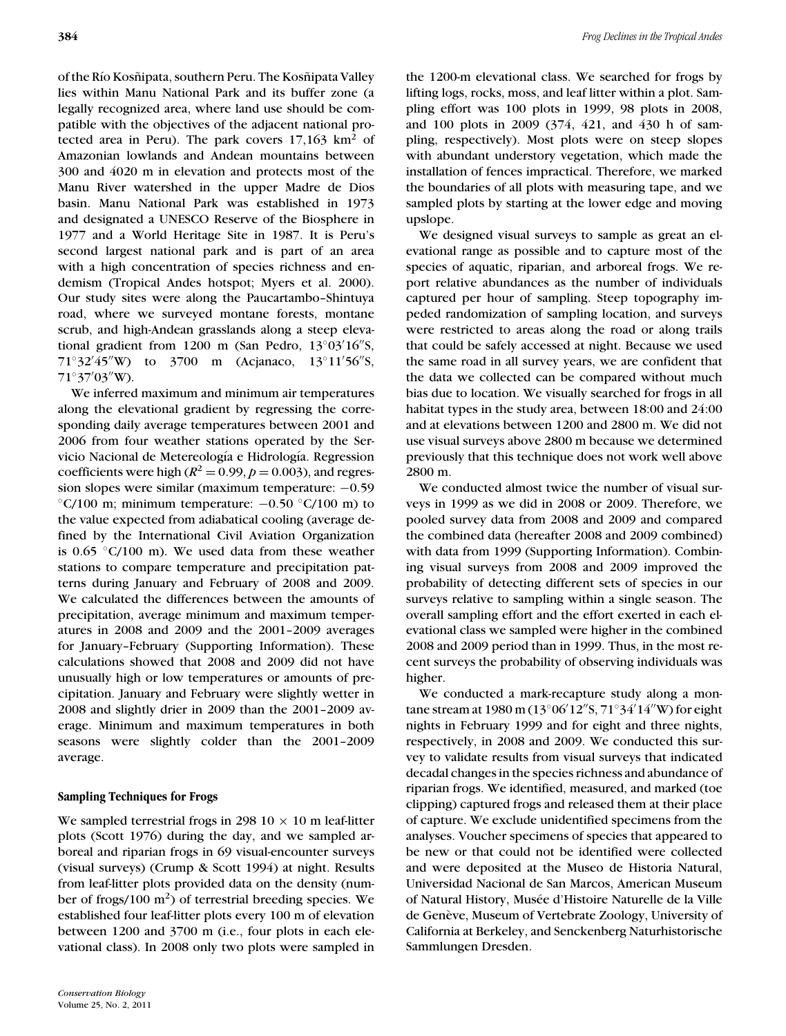of the Río Kosñipata, southern Peru. The Kosñipata Valley lies within Manu National Park and its buffer zone (a legally recognized area, where land use should be compatible with the objectives of the adjacent national protected area in Peru). The park covers 17,163 km$^2$ of Amazonian lowlands and Andean mountains between 300 and 4020 m in elevation and protects most of the Manu River watershed in the upper Madre de Dios basin. Manu National Park was established in 1973 and designated a UNESCO Reserve of the Biosphere in 1977 and a World Heritage Site in 1987. It is Peru's second largest national park and is part of an area with a high concentration of species richness and endemism (Tropical Andes hotspot; Myers et al. 2000). Our study sites were along the Paucartambo–Shintuya road, where we surveyed montane forests, montane scrub, and high-Andean grasslands along a steep elevational gradient from 1200 m (San Pedro, 13°03′16″S, 71°32′45″W) to 3700 m (Acjanaco, 13°11′56″S, 71°37′03″W).

We inferred maximum and minimum air temperatures along the elevational gradient by regressing the corresponding daily average temperatures between 2001 and 2006 from four weather stations operated by the Servicio Nacional de Metereología e Hidrología. Regression coefficients were high ($R^2 = 0.99$, $p = 0.003$), and regression slopes were similar (maximum temperature: −0.59 °C/100 m; minimum temperature: −0.50 °C/100 m) to the value expected from adiabatical cooling (average defined by the International Civil Aviation Organization is 0.65 °C/100 m). We used data from these weather stations to compare temperature and precipitation patterns during January and February of 2008 and 2009. We calculated the differences between the amounts of precipitation, average minimum and maximum temperatures in 2008 and 2009 and the 2001–2009 averages for January–February (Supporting Information). These calculations showed that 2008 and 2009 did not have unusually high or low temperatures or amounts of precipitation. January and February were slightly wetter in 2008 and slightly drier in 2009 than the 2001–2009 average. Minimum and maximum temperatures in both seasons were slightly colder than the 2001–2009 average.

### Sampling Techniques for Frogs

We sampled terrestrial frogs in 298 10 × 10 m leaf-litter plots (Scott 1976) during the day, and we sampled arboreal and riparian frogs in 69 visual-encounter surveys (visual surveys) (Crump & Scott 1994) at night. Results from leaf-litter plots provided data on the density (number of frogs/100 m$^2$) of terrestrial breeding species. We established four leaf-litter plots every 100 m of elevation between 1200 and 3700 m (i.e., four plots in each elevational class). In 2008 only two plots were sampled in the 1200-m elevational class. We searched for frogs by lifting logs, rocks, moss, and leaf litter within a plot. Sampling effort was 100 plots in 1999, 98 plots in 2008, and 100 plots in 2009 (374, 421, and 430 h of sampling, respectively). Most plots were on steep slopes with abundant understory vegetation, which made the installation of fences impractical. Therefore, we marked the boundaries of all plots with measuring tape, and we sampled plots by starting at the lower edge and moving upslope.

We designed visual surveys to sample as great an elevational range as possible and to capture most of the species of aquatic, riparian, and arboreal frogs. We report relative abundances as the number of individuals captured per hour of sampling. Steep topography impeded randomization of sampling location, and surveys were restricted to areas along the road or along trails that could be safely accessed at night. Because we used the same road in all survey years, we are confident that the data we collected can be compared without much bias due to location. We visually searched for frogs in all habitat types in the study area, between 18:00 and 24:00 and at elevations between 1200 and 2800 m. We did not use visual surveys above 2800 m because we determined previously that this technique does not work well above 2800 m.

We conducted almost twice the number of visual surveys in 1999 as we did in 2008 or 2009. Therefore, we pooled survey data from 2008 and 2009 and compared the combined data (hereafter 2008 and 2009 combined) with data from 1999 (Supporting Information). Combining visual surveys from 2008 and 2009 improved the probability of detecting different sets of species in our surveys relative to sampling within a single season. The overall sampling effort and the effort exerted in each elevational class we sampled were higher in the combined 2008 and 2009 period than in 1999. Thus, in the most recent surveys the probability of observing individuals was higher.

We conducted a mark-recapture study along a montane stream at 1980 m (13°06′12″S, 71°34′14″W) for eight nights in February 1999 and for eight and three nights, respectively, in 2008 and 2009. We conducted this survey to validate results from visual surveys that indicated decadal changes in the species richness and abundance of riparian frogs. We identified, measured, and marked (toe clipping) captured frogs and released them at their place of capture. We exclude unidentified specimens from the analyses. Voucher specimens of species that appeared to be new or that could not be identified were collected and were deposited at the Museo de Historia Natural, Universidad Nacional de San Marcos, American Museum of Natural History, Musée d'Histoire Naturelle de la Ville de Genève, Museum of Vertebrate Zoology, University of California at Berkeley, and Senckenberg Naturhistorische Sammlungen Dresden.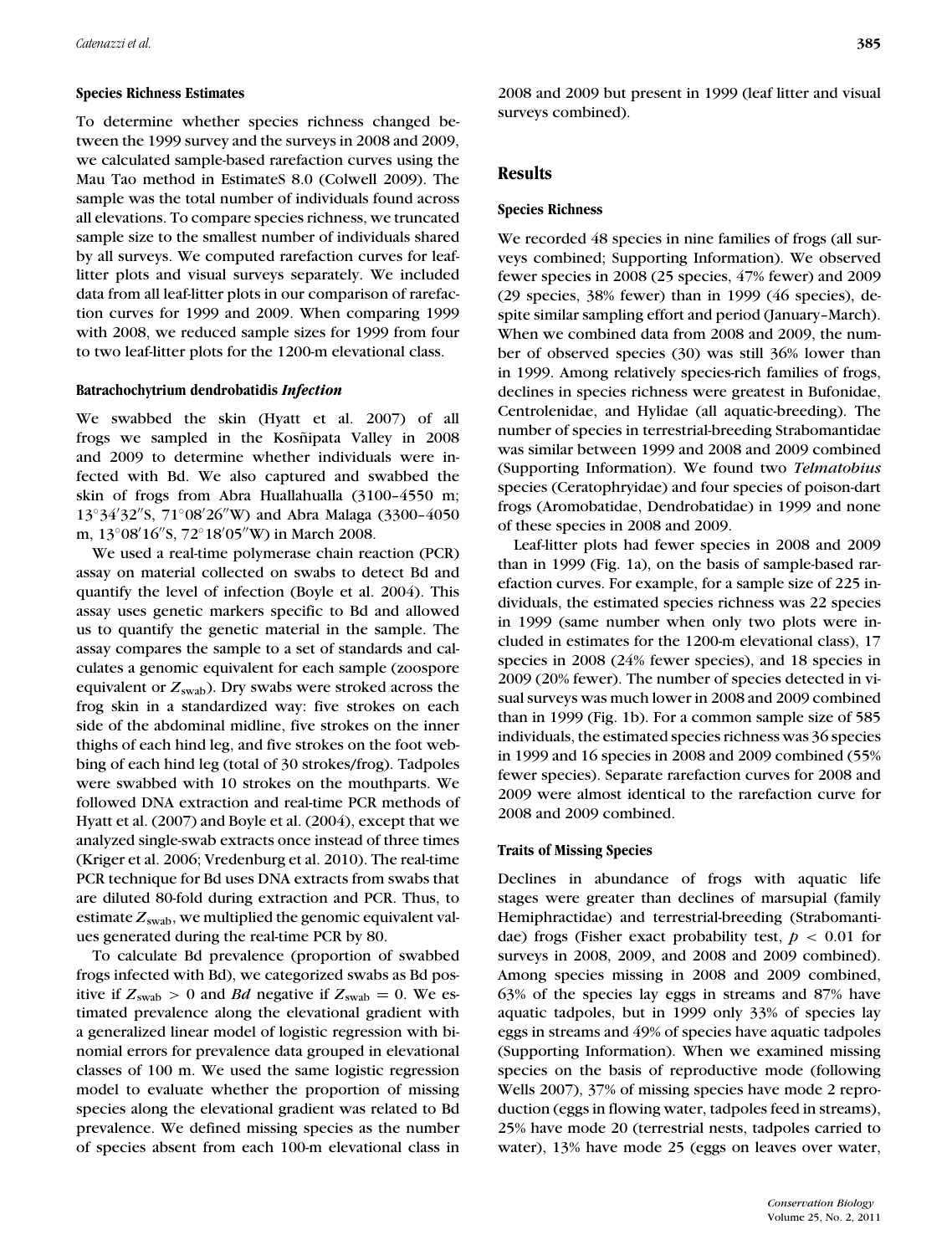### Species Richness Estimates

To determine whether species richness changed between the 1999 survey and the surveys in 2008 and 2009, we calculated sample-based rarefaction curves using the Mau Tao method in EstimateS 8.0 (Colwell 2009). The sample was the total number of individuals found across all elevations. To compare species richness, we truncated sample size to the smallest number of individuals shared by all surveys. We computed rarefaction curves for leaf-litter plots and visual surveys separately. We included data from all leaf-litter plots in our comparison of rarefaction curves for 1999 and 2009. When comparing 1999 with 2008, we reduced sample sizes for 1999 from four to two leaf-litter plots for the 1200-m elevational class.

### *Batrachochytrium dendrobatidis* Infection

We swabbed the skin (Hyatt et al. 2007) of all frogs we sampled in the Kosñipata Valley in 2008 and 2009 to determine whether individuals were infected with Bd. We also captured and swabbed the skin of frogs from Abra Huallahualla (3100–4550 m; 13°34′32″S, 71°08′26″W) and Abra Malaga (3300–4050 m, 13°08′16″S, 72°18′05″W) in March 2008.

We used a real-time polymerase chain reaction (PCR) assay on material collected on swabs to detect Bd and quantify the level of infection (Boyle et al. 2004). This assay uses genetic markers specific to Bd and allowed us to quantify the genetic material in the sample. The assay compares the sample to a set of standards and calculates a genomic equivalent for each sample (zoospore equivalent or $Z_{\text{swab}}$). Dry swabs were stroked across the frog skin in a standardized way: five strokes on each side of the abdominal midline, five strokes on the inner thighs of each hind leg, and five strokes on the foot webbing of each hind leg (total of 30 strokes/frog). Tadpoles were swabbed with 10 strokes on the mouthparts. We followed DNA extraction and real-time PCR methods of Hyatt et al. (2007) and Boyle et al. (2004), except that we analyzed single-swab extracts once instead of three times (Kriger et al. 2006; Vredenburg et al. 2010). The real-time PCR technique for Bd uses DNA extracts from swabs that are diluted 80-fold during extraction and PCR. Thus, to estimate $Z_{\text{swab}}$, we multiplied the genomic equivalent values generated during the real-time PCR by 80.

To calculate Bd prevalence (proportion of swabbed frogs infected with Bd), we categorized swabs as Bd positive if $Z_{\text{swab}} > 0$ and *Bd* negative if $Z_{\text{swab}} = 0$. We estimated prevalence along the elevational gradient with a generalized linear model of logistic regression with binomial errors for prevalence data grouped in elevational classes of 100 m. We used the same logistic regression model to evaluate whether the proportion of missing species along the elevational gradient was related to Bd prevalence. We defined missing species as the number of species absent from each 100-m elevational class in 2008 and 2009 but present in 1999 (leaf litter and visual surveys combined).

## Results

### Species Richness

We recorded 48 species in nine families of frogs (all surveys combined; Supporting Information). We observed fewer species in 2008 (25 species, 47% fewer) and 2009 (29 species, 38% fewer) than in 1999 (46 species), despite similar sampling effort and period (January–March). When we combined data from 2008 and 2009, the number of observed species (30) was still 36% lower than in 1999. Among relatively species-rich families of frogs, declines in species richness were greatest in Bufonidae, Centrolenidae, and Hylidae (all aquatic-breeding). The number of species in terrestrial-breeding Strabomantidae was similar between 1999 and 2008 and 2009 combined (Supporting Information). We found two *Telmatobius* species (Ceratophryidae) and four species of poison-dart frogs (Aromobatidae, Dendrobatidae) in 1999 and none of these species in 2008 and 2009.

Leaf-litter plots had fewer species in 2008 and 2009 than in 1999 (Fig. 1a), on the basis of sample-based rarefaction curves. For example, for a sample size of 225 individuals, the estimated species richness was 22 species in 1999 (same number when only two plots were included in estimates for the 1200-m elevational class), 17 species in 2008 (24% fewer species), and 18 species in 2009 (20% fewer). The number of species detected in visual surveys was much lower in 2008 and 2009 combined than in 1999 (Fig. 1b). For a common sample size of 585 individuals, the estimated species richness was 36 species in 1999 and 16 species in 2008 and 2009 combined (55% fewer species). Separate rarefaction curves for 2008 and 2009 were almost identical to the rarefaction curve for 2008 and 2009 combined.

### Traits of Missing Species

Declines in abundance of frogs with aquatic life stages were greater than declines of marsupial (family Hemiphractidae) and terrestrial-breeding (Strabomantidae) frogs (Fisher exact probability test, $p < 0.01$ for surveys in 2008, 2009, and 2008 and 2009 combined). Among species missing in 2008 and 2009 combined, 63% of the species lay eggs in streams and 87% have aquatic tadpoles, but in 1999 only 33% of species lay eggs in streams and 49% of species have aquatic tadpoles (Supporting Information). When we examined missing species on the basis of reproductive mode (following Wells 2007), 37% of missing species have mode 2 reproduction (eggs in flowing water, tadpoles feed in streams), 25% have mode 20 (terrestrial nests, tadpoles carried to water), 13% have mode 25 (eggs on leaves over water,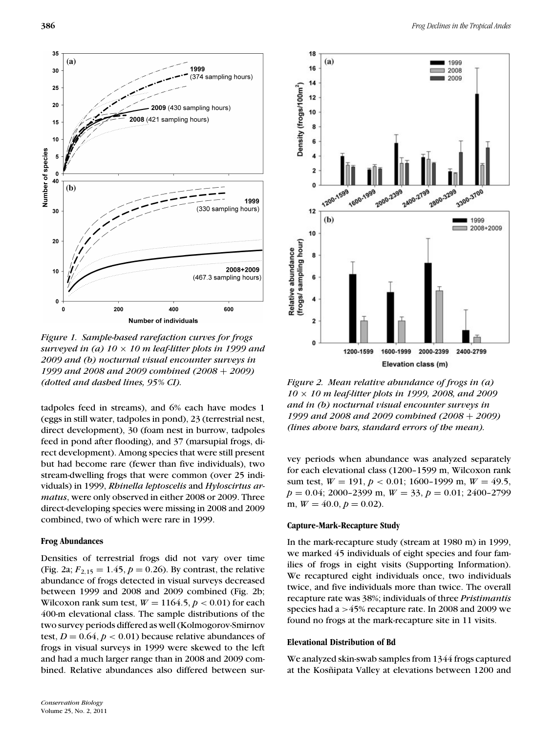*Figure 1. Sample-based rarefaction curves for frogs surveyed in (a) 10 × 10 m leaf-litter plots in 1999 and 2009 and (b) nocturnal visual encounter surveys in 1999 and 2008 and 2009 combined (2008 + 2009) (dotted and dashed lines, 95% CI).*

*Figure 2. Mean relative abundance of frogs in (a) 10 × 10 m leaf-litter plots in 1999, 2008, and 2009 and in (b) nocturnal visual encounter surveys in 1999 and 2008 and 2009 combined (2008 + 2009) (lines above bars, standard errors of the mean).*

tadpoles feed in streams), and 6% each have modes 1 (eggs in still water, tadpoles in pond), 23 (terrestrial nest, direct development), 30 (foam nest in burrow, tadpoles feed in pond after flooding), and 37 (marsupial frogs, direct development). Among species that were still present but had become rare (fewer than five individuals), two stream-dwelling frogs that were common (over 25 individuals) in 1999, *Rhinella leptoscelis* and *Hyloscirtus armatus*, were only observed in either 2008 or 2009. Three direct-developing species were missing in 2008 and 2009 combined, two of which were rare in 1999.

### Frog Abundances

Densities of terrestrial frogs did not vary over time (Fig. 2a; $F_{2,15} = 1.45$, $p = 0.26$). By contrast, the relative abundance of frogs detected in visual surveys decreased between 1999 and 2008 and 2009 combined (Fig. 2b; Wilcoxon rank sum test, $W = 1164.5$, $p < 0.01$) for each 400-m elevational class. The sample distributions of the two survey periods differed as well (Kolmogorov-Smirnov test, $D = 0.64$, $p < 0.01$) because relative abundances of frogs in visual surveys in 1999 were skewed to the left and had a much larger range than in 2008 and 2009 combined. Relative abundances also differed between survey periods when abundance was analyzed separately for each elevational class (1200–1599 m, Wilcoxon rank sum test, $W = 191$, $p < 0.01$; 1600–1999 m, $W = 49.5$, $p = 0.04$; 2000–2399 m, $W = 33$, $p = 0.01$; 2400–2799 m, $W = 40.0$, $p = 0.02$).

### Capture-Mark-Recapture Study

In the mark-recapture study (stream at 1980 m) in 1999, we marked 45 individuals of eight species and four families of frogs in eight visits (Supporting Information). We recaptured eight individuals once, two individuals twice, and five individuals more than twice. The overall recapture rate was 38%; individuals of three *Pristimantis* species had a >45% recapture rate. In 2008 and 2009 we found no frogs at the mark-recapture site in 11 visits.

### Elevational Distribution of Bd

We analyzed skin-swab samples from 1344 frogs captured at the Kosñipata Valley at elevations between 1200 and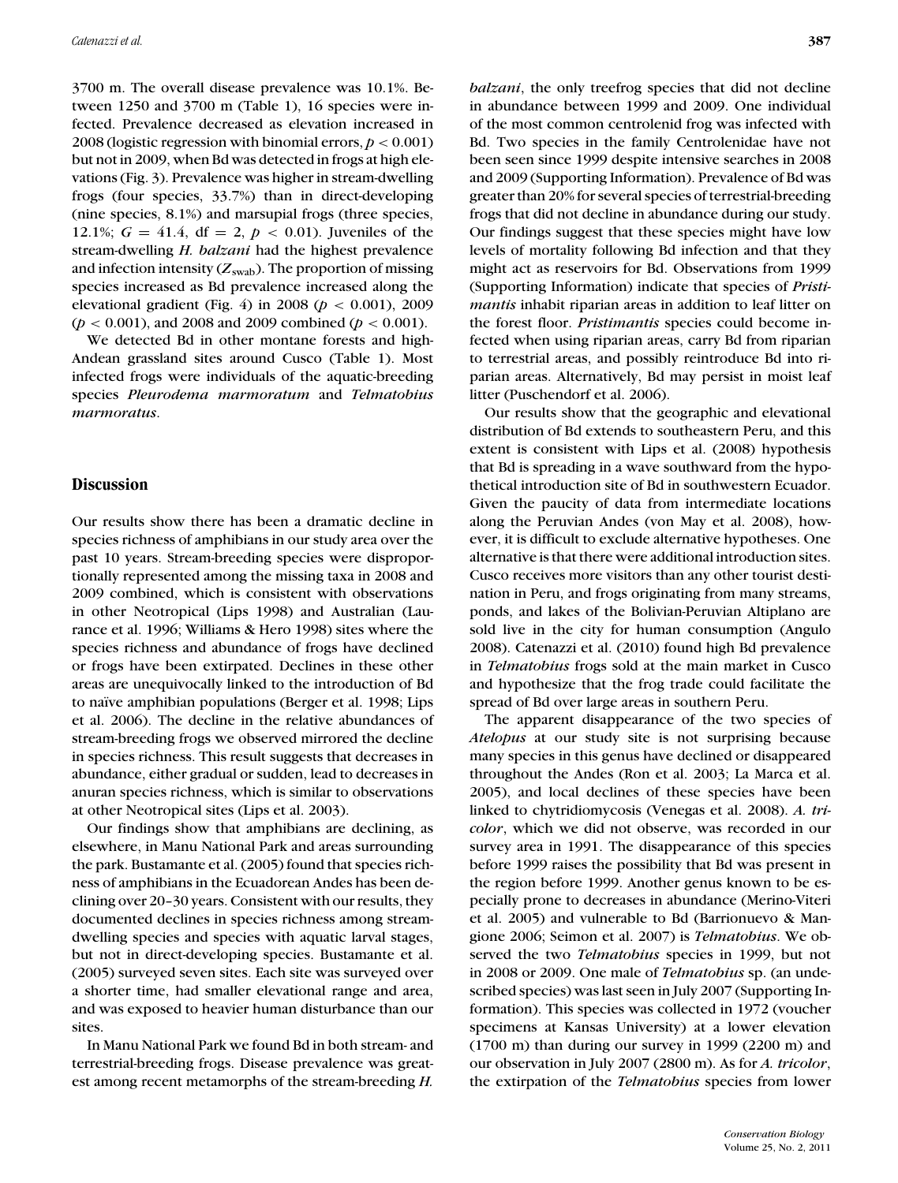3700 m. The overall disease prevalence was 10.1%. Between 1250 and 3700 m (Table 1), 16 species were infected. Prevalence decreased as elevation increased in 2008 (logistic regression with binomial errors, $p < 0.001$) but not in 2009, when Bd was detected in frogs at high elevations (Fig. 3). Prevalence was higher in stream-dwelling frogs (four species, 33.7%) than in direct-developing (nine species, 8.1%) and marsupial frogs (three species, 12.1%; $G = 41.4$, df = 2, $p < 0.01$). Juveniles of the stream-dwelling *H. balzani* had the highest prevalence and infection intensity ($Z_{swab}$). The proportion of missing species increased as Bd prevalence increased along the elevational gradient (Fig. 4) in 2008 ($p < 0.001$), 2009 ($p < 0.001$), and 2008 and 2009 combined ($p < 0.001$).

We detected Bd in other montane forests and high-Andean grassland sites around Cusco (Table 1). Most infected frogs were individuals of the aquatic-breeding species *Pleurodema marmoratum* and *Telmatobius marmoratus*.

## Discussion

Our results show there has been a dramatic decline in species richness of amphibians in our study area over the past 10 years. Stream-breeding species were disproportionally represented among the missing taxa in 2008 and 2009 combined, which is consistent with observations in other Neotropical (Lips 1998) and Australian (Laurance et al. 1996; Williams & Hero 1998) sites where the species richness and abundance of frogs have declined or frogs have been extirpated. Declines in these other areas are unequivocally linked to the introduction of Bd to naïve amphibian populations (Berger et al. 1998; Lips et al. 2006). The decline in the relative abundances of stream-breeding frogs we observed mirrored the decline in species richness. This result suggests that decreases in abundance, either gradual or sudden, lead to decreases in anuran species richness, which is similar to observations at other Neotropical sites (Lips et al. 2003).

Our findings show that amphibians are declining, as elsewhere, in Manu National Park and areas surrounding the park. Bustamante et al. (2005) found that species richness of amphibians in the Ecuadorean Andes has been declining over 20–30 years. Consistent with our results, they documented declines in species richness among stream-dwelling species and species with aquatic larval stages, but not in direct-developing species. Bustamante et al. (2005) surveyed seven sites. Each site was surveyed over a shorter time, had smaller elevational range and area, and was exposed to heavier human disturbance than our sites.

In Manu National Park we found Bd in both stream- and terrestrial-breeding frogs. Disease prevalence was greatest among recent metamorphs of the stream-breeding *H. balzani*, the only treefrog species that did not decline in abundance between 1999 and 2009. One individual of the most common centrolenid frog was infected with Bd. Two species in the family Centrolenidae have not been seen since 1999 despite intensive searches in 2008 and 2009 (Supporting Information). Prevalence of Bd was greater than 20% for several species of terrestrial-breeding frogs that did not decline in abundance during our study. Our findings suggest that these species might have low levels of mortality following Bd infection and that they might act as reservoirs for Bd. Observations from 1999 (Supporting Information) indicate that species of *Pristimantis* inhabit riparian areas in addition to leaf litter on the forest floor. *Pristimantis* species could become infected when using riparian areas, carry Bd from riparian to terrestrial areas, and possibly reintroduce Bd into riparian areas. Alternatively, Bd may persist in moist leaf litter (Puschendorf et al. 2006).

Our results show that the geographic and elevational distribution of Bd extends to southeastern Peru, and this extent is consistent with Lips et al. (2008) hypothesis that Bd is spreading in a wave southward from the hypothetical introduction site of Bd in southwestern Ecuador. Given the paucity of data from intermediate locations along the Peruvian Andes (von May et al. 2008), however, it is difficult to exclude alternative hypotheses. One alternative is that there were additional introduction sites. Cusco receives more visitors than any other tourist destination in Peru, and frogs originating from many streams, ponds, and lakes of the Bolivian-Peruvian Altiplano are sold live in the city for human consumption (Angulo 2008). Catenazzi et al. (2010) found high Bd prevalence in *Telmatobius* frogs sold at the main market in Cusco and hypothesize that the frog trade could facilitate the spread of Bd over large areas in southern Peru.

The apparent disappearance of the two species of *Atelopus* at our study site is not surprising because many species in this genus have declined or disappeared throughout the Andes (Ron et al. 2003; La Marca et al. 2005), and local declines of these species have been linked to chytridiomycosis (Venegas et al. 2008). *A. tricolor*, which we did not observe, was recorded in our survey area in 1991. The disappearance of this species before 1999 raises the possibility that Bd was present in the region before 1999. Another genus known to be especially prone to decreases in abundance (Merino-Viteri et al. 2005) and vulnerable to Bd (Barrionuevo & Mangione 2006; Seimon et al. 2007) is *Telmatobius*. We observed the two *Telmatobius* species in 1999, but not in 2008 or 2009. One male of *Telmatobius* sp. (an undescribed species) was last seen in July 2007 (Supporting Information). This species was collected in 1972 (voucher specimens at Kansas University) at a lower elevation (1700 m) than during our survey in 1999 (2200 m) and our observation in July 2007 (2800 m). As for *A. tricolor*, the extirpation of the *Telmatobius* species from lower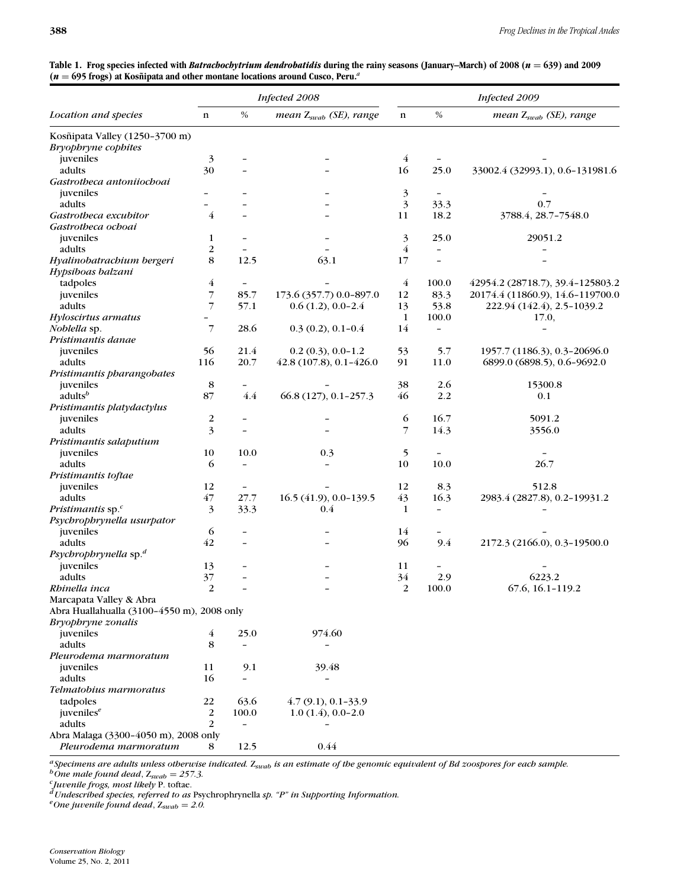**Table 1. Frog species infected with *Batrachochytrium dendrobatidis* during the rainy seasons (January–March) of 2008 ($n = 639$) and 2009 ($n = 695$ frogs) at Kosñipata and other montane locations around Cusco, Peru.[a]**

| Location and species | Infected 2008 | | | Infected 2009 | | |
|---|---|---|---|---|---|---|
| | n | % | mean $Z_{swab}$ (SE), range | n | % | mean $Z_{swab}$ (SE), range |
| Kosñipata Valley (1250–3700 m) | | | | | | |
| *Bryophryne cophites* | | | | | | |
| juveniles | 3 | – | – | 4 | – | – |
| adults | 30 | – | – | 16 | 25.0 | 33002.4 (32993.1), 0.6–131981.6 |
| *Gastrotheca antoniiochoai* | | | | | | |
| juveniles | – | – | – | 3 | – | – |
| adults | – | – | – | 3 | 33.3 | 0.7 |
| *Gastrotheca excubitor* | 4 | – | – | 11 | 18.2 | 3788.4, 28.7–7548.0 |
| *Gastrotheca ochoai* | | | | | | |
| juveniles | 1 | – | – | 3 | 25.0 | 29051.2 |
| adults | 2 | – | – | 4 | – | – |
| *Hyalinobatrachium bergeri* | 8 | 12.5 | 63.1 | 17 | – | – |
| *Hypsiboas balzani* | | | | | | |
| tadpoles | 4 | – | – | 4 | 100.0 | 42954.2 (28718.7), 39.4–125803.2 |
| juveniles | 7 | 85.7 | 173.6 (357.7) 0.0–897.0 | 12 | 83.3 | 20174.4 (11860.9), 14.6–119700.0 |
| adults | 7 | 57.1 | 0.6 (1.2), 0.0–2.4 | 13 | 53.8 | 222.94 (142.4), 2.5–1039.2 |
| *Hyloscirtus armatus* | – | | | 1 | 100.0 | 17.0, |
| *Noblella* sp. | 7 | 28.6 | 0.3 (0.2), 0.1–0.4 | 14 | – | – |
| *Pristimantis danae* | | | | | | |
| juveniles | 56 | 21.4 | 0.2 (0.3), 0.0–1.2 | 53 | 5.7 | 1957.7 (1186.3), 0.3–20696.0 |
| adults | 116 | 20.7 | 42.8 (107.8), 0.1–426.0 | 91 | 11.0 | 6899.0 (6898.5), 0.6–9692.0 |
| *Pristimantis pharangobates* | | | | | | |
| juveniles | 8 | – | – | 38 | 2.6 | 15300.8 |
| adults[b] | 87 | 4.4 | 66.8 (127), 0.1–257.3 | 46 | 2.2 | 0.1 |
| *Pristimantis platydactylus* | | | | | | |
| juveniles | 2 | – | – | 6 | 16.7 | 5091.2 |
| adults | 3 | – | – | 7 | 14.3 | 3556.0 |
| *Pristimantis salaputium* | | | | | | |
| juveniles | 10 | 10.0 | 0.3 | 5 | – | – |
| adults | 6 | – | – | 10 | 10.0 | 26.7 |
| *Pristimantis toftae* | | | | | | |
| juveniles | 12 | – | – | 12 | 8.3 | 512.8 |
| adults | 47 | 27.7 | 16.5 (41.9), 0.0–139.5 | 43 | 16.3 | 2983.4 (2827.8), 0.2–19931.2 |
| *Pristimantis* sp.[c] | 3 | 33.3 | 0.4 | 1 | – | – |
| *Psychrophrynella usurpator* | | | | | | |
| juveniles | 6 | – | – | 14 | – | – |
| adults | 42 | – | – | 96 | 9.4 | 2172.3 (2166.0), 0.3–19500.0 |
| *Psychrophrynella* sp.[d] | | | | | | |
| juveniles | 13 | – | – | 11 | – | – |
| adults | 37 | – | – | 34 | 2.9 | 6223.2 |
| *Rhinella inca* | 2 | – | – | 2 | 100.0 | 67.6, 16.1–119.2 |
| Marcapata Valley & Abra | | | | | | |
| Abra Huallahualla (3100–4550 m), 2008 only | | | | | | |
| *Bryophryne zonalis* | | | | | | |
| juveniles | 4 | 25.0 | 974.60 | | | |
| adults | 8 | – | – | | | |
| *Pleurodema marmoratum* | | | | | | |
| juveniles | 11 | 9.1 | 39.48 | | | |
| adults | 16 | – | – | | | |
| *Telmatobius marmoratus* | | | | | | |
| tadpoles | 22 | 63.6 | 4.7 (9.1), 0.1–33.9 | | | |
| juveniles[e] | 2 | 100.0 | 1.0 (1.4), 0.0–2.0 | | | |
| adults | 2 | – | – | | | |
| Abra Malaga (3300–4050 m), 2008 only | | | | | | |
| *Pleurodema marmoratum* | 8 | 12.5 | 0.44 | | | |

[a] *Specimens are adults unless otherwise indicated. $Z_{swab}$ is an estimate of the genomic equivalent of Bd zoospores for each sample.*
[b] *One male found dead, $Z_{swab} = 257.3$.*
[c] *Juvenile frogs, most likely* P. toftae.
[d] *Undescribed species, referred to as* Psychrophrynella *sp. "P" in Supporting Information.*
[e] *One juvenile found dead, $Z_{swab} = 2.0$.*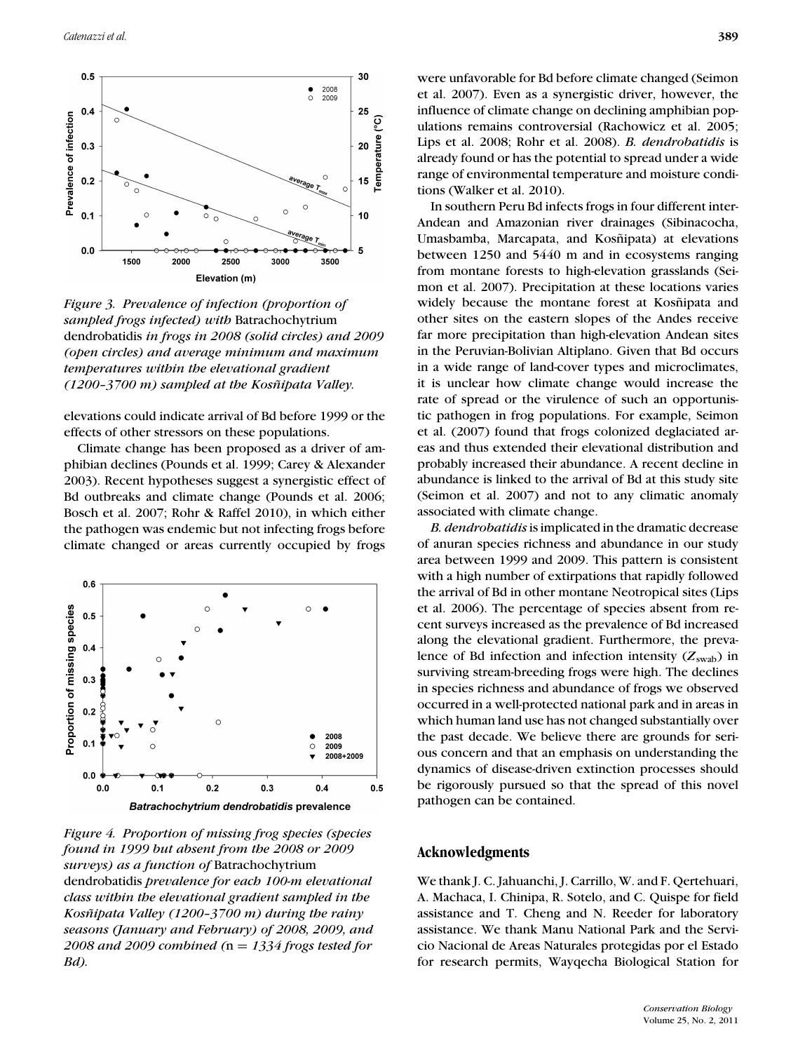Figure 3. Prevalence of infection (proportion of sampled frogs infected) with Batrachochytrium dendrobatidis in frogs in 2008 (solid circles) and 2009 (open circles) and average minimum and maximum temperatures within the elevational gradient (1200–3700 m) sampled at the Kosñipata Valley.

elevations could indicate arrival of Bd before 1999 or the effects of other stressors on these populations.

Climate change has been proposed as a driver of amphibian declines (Pounds et al. 1999; Carey & Alexander 2003). Recent hypotheses suggest a synergistic effect of Bd outbreaks and climate change (Pounds et al. 2006; Bosch et al. 2007; Rohr & Raffel 2010), in which either the pathogen was endemic but not infecting frogs before climate changed or areas currently occupied by frogs were unfavorable for Bd before climate changed (Seimon et al. 2007). Even as a synergistic driver, however, the influence of climate change on declining amphibian populations remains controversial (Rachowicz et al. 2005; Lips et al. 2008; Rohr et al. 2008). *B. dendrobatidis* is already found or has the potential to spread under a wide range of environmental temperature and moisture conditions (Walker et al. 2010).

In southern Peru Bd infects frogs in four different inter-Andean and Amazonian river drainages (Sibinacocha, Umasbamba, Marcapata, and Kosñipata) at elevations between 1250 and 5440 m and in ecosystems ranging from montane forests to high-elevation grasslands (Seimon et al. 2007). Precipitation at these locations varies widely because the montane forest at Kosñipata and other sites on the eastern slopes of the Andes receive far more precipitation than high-elevation Andean sites in the Peruvian-Bolivian Altiplano. Given that Bd occurs in a wide range of land-cover types and microclimates, it is unclear how climate change would increase the rate of spread or the virulence of such an opportunistic pathogen in frog populations. For example, Seimon et al. (2007) found that frogs colonized deglaciated areas and thus extended their elevational distribution and probably increased their abundance. A recent decline in abundance is linked to the arrival of Bd at this study site (Seimon et al. 2007) and not to any climatic anomaly associated with climate change.

*B. dendrobatidis* is implicated in the dramatic decrease of anuran species richness and abundance in our study area between 1999 and 2009. This pattern is consistent with a high number of extirpations that rapidly followed the arrival of Bd in other montane Neotropical sites (Lips et al. 2006). The percentage of species absent from recent surveys increased as the prevalence of Bd increased along the elevational gradient. Furthermore, the prevalence of Bd infection and infection intensity ($Z_{\mathrm{swab}}$) in surviving stream-breeding frogs were high. The declines in species richness and abundance of frogs we observed occurred in a well-protected national park and in areas in which human land use has not changed substantially over the past decade. We believe there are grounds for serious concern and that an emphasis on understanding the dynamics of disease-driven extinction processes should be rigorously pursued so that the spread of this novel pathogen can be contained.

Figure 4. Proportion of missing frog species (species found in 1999 but absent from the 2008 or 2009 surveys) as a function of Batrachochytrium dendrobatidis prevalence for each 100-m elevational class within the elevational gradient sampled in the Kosñipata Valley (1200–3700 m) during the rainy seasons (January and February) of 2008, 2009, and 2008 and 2009 combined ($n = 1334$ frogs tested for Bd).

## Acknowledgments

We thank J. C. Jahuanchi, J. Carrillo, W. and F. Qertehuari, A. Machaca, I. Chinipa, R. Sotelo, and C. Quispe for field assistance and T. Cheng and N. Reeder for laboratory assistance. We thank Manu National Park and the Servicio Nacional de Areas Naturales protegidas por el Estado for research permits, Wayqecha Biological Station for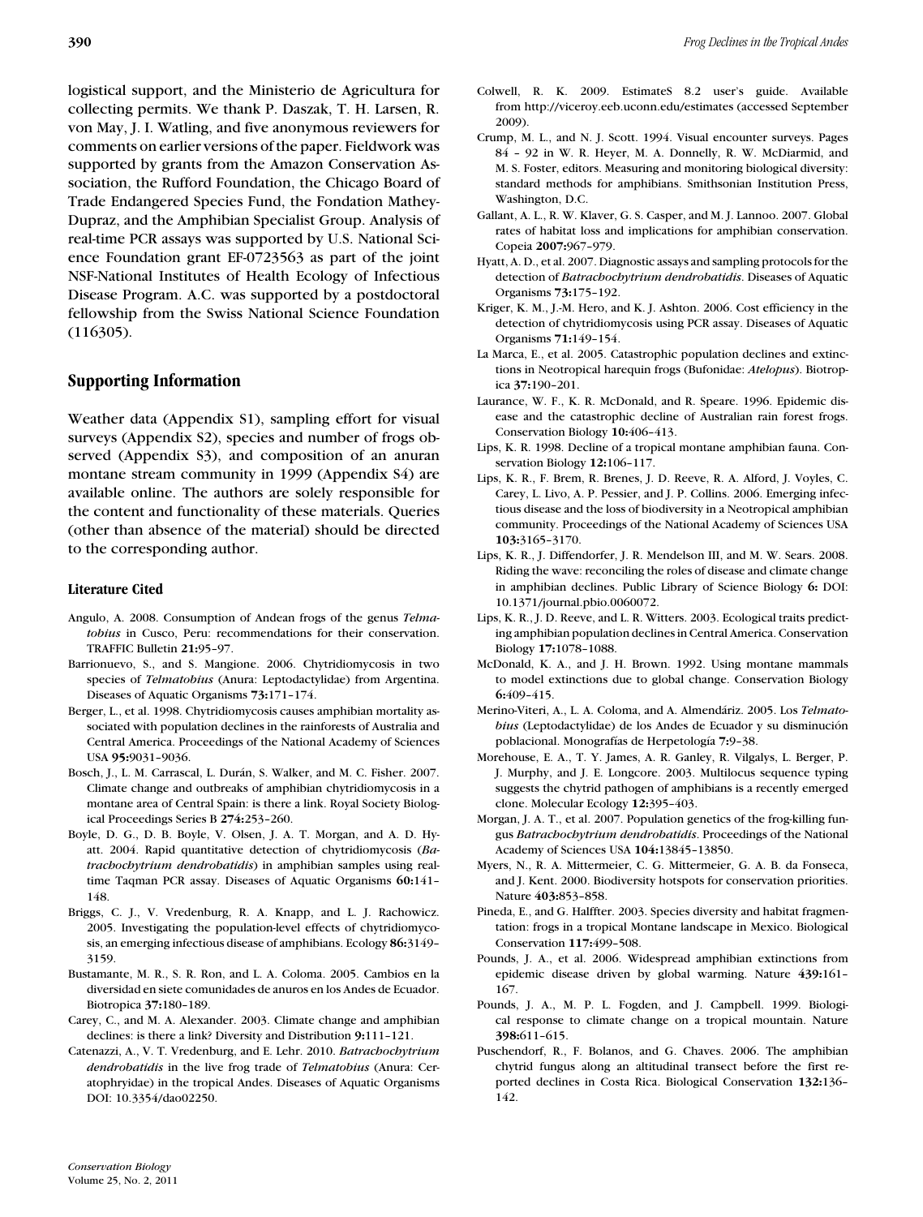logistical support, and the Ministerio de Agricultura for collecting permits. We thank P. Daszak, T. H. Larsen, R. von May, J. I. Watling, and five anonymous reviewers for comments on earlier versions of the paper. Fieldwork was supported by grants from the Amazon Conservation Association, the Rufford Foundation, the Chicago Board of Trade Endangered Species Fund, the Fondation Mathey-Dupraz, and the Amphibian Specialist Group. Analysis of real-time PCR assays was supported by U.S. National Science Foundation grant EF-0723563 as part of the joint NSF-National Institutes of Health Ecology of Infectious Disease Program. A.C. was supported by a postdoctoral fellowship from the Swiss National Science Foundation (116305).

## Supporting Information

Weather data (Appendix S1), sampling effort for visual surveys (Appendix S2), species and number of frogs observed (Appendix S3), and composition of an anuran montane stream community in 1999 (Appendix S4) are available online. The authors are solely responsible for the content and functionality of these materials. Queries (other than absence of the material) should be directed to the corresponding author.

### Literature Cited

Angulo, A. 2008. Consumption of Andean frogs of the genus *Telmatobius* in Cusco, Peru: recommendations for their conservation. TRAFFIC Bulletin **21:**95–97.

Barrionuevo, S., and S. Mangione. 2006. Chytridiomycosis in two species of *Telmatobius* (Anura: Leptodactylidae) from Argentina. Diseases of Aquatic Organisms **73:**171–174.

Berger, L., et al. 1998. Chytridiomycosis causes amphibian mortality associated with population declines in the rainforests of Australia and Central America. Proceedings of the National Academy of Sciences USA **95:**9031–9036.

Bosch, J., L. M. Carrascal, L. Durán, S. Walker, and M. C. Fisher. 2007. Climate change and outbreaks of amphibian chytridiomycosis in a montane area of Central Spain: is there a link. Royal Society Biological Proceedings Series B **274:**253–260.

Boyle, D. G., D. B. Boyle, V. Olsen, J. A. T. Morgan, and A. D. Hyatt. 2004. Rapid quantitative detection of chytridiomycosis (*Batrachochytrium dendrobatidis*) in amphibian samples using real-time Taqman PCR assay. Diseases of Aquatic Organisms **60:**141–148.

Briggs, C. J., V. Vredenburg, R. A. Knapp, and L. J. Rachowicz. 2005. Investigating the population-level effects of chytridiomycosis, an emerging infectious disease of amphibians. Ecology **86:**3149–3159.

Bustamante, M. R., S. R. Ron, and L. A. Coloma. 2005. Cambios en la diversidad en siete comunidades de anuros en los Andes de Ecuador. Biotropica **37:**180–189.

Carey, C., and M. A. Alexander. 2003. Climate change and amphibian declines: is there a link? Diversity and Distribution **9:**111–121.

Catenazzi, A., V. T. Vredenburg, and E. Lehr. 2010. *Batrachochytrium dendrobatidis* in the live frog trade of *Telmatobius* (Anura: Ceratophryidae) in the tropical Andes. Diseases of Aquatic Organisms DOI: 10.3354/dao02250.

Colwell, R. K. 2009. EstimateS 8.2 user's guide. Available from http://viceroy.eeb.uconn.edu/estimates (accessed September 2009).

Crump, M. L., and N. J. Scott. 1994. Visual encounter surveys. Pages 84 – 92 in W. R. Heyer, M. A. Donnelly, R. W. McDiarmid, and M. S. Foster, editors. Measuring and monitoring biological diversity: standard methods for amphibians. Smithsonian Institution Press, Washington, D.C.

Gallant, A. L., R. W. Klaver, G. S. Casper, and M. J. Lannoo. 2007. Global rates of habitat loss and implications for amphibian conservation. Copeia **2007:**967–979.

Hyatt, A. D., et al. 2007. Diagnostic assays and sampling protocols for the detection of *Batrachochytrium dendrobatidis*. Diseases of Aquatic Organisms **73:**175–192.

Kriger, K. M., J.-M. Hero, and K. J. Ashton. 2006. Cost efficiency in the detection of chytridiomycosis using PCR assay. Diseases of Aquatic Organisms **71:**149–154.

La Marca, E., et al. 2005. Catastrophic population declines and extinctions in Neotropical harequin frogs (Bufonidae: *Atelopus*). Biotropica **37:**190–201.

Laurance, W. F., K. R. McDonald, and R. Speare. 1996. Epidemic disease and the catastrophic decline of Australian rain forest frogs. Conservation Biology **10:**406–413.

Lips, K. R. 1998. Decline of a tropical montane amphibian fauna. Conservation Biology **12:**106–117.

Lips, K. R., F. Brem, R. Brenes, J. D. Reeve, R. A. Alford, J. Voyles, C. Carey, L. Livo, A. P. Pessier, and J. P. Collins. 2006. Emerging infectious disease and the loss of biodiversity in a Neotropical amphibian community. Proceedings of the National Academy of Sciences USA **103:**3165–3170.

Lips, K. R., J. Diffendorfer, J. R. Mendelson III, and M. W. Sears. 2008. Riding the wave: reconciling the roles of disease and climate change in amphibian declines. Public Library of Science Biology **6:** DOI: 10.1371/journal.pbio.0060072.

Lips, K. R., J. D. Reeve, and L. R. Witters. 2003. Ecological traits predicting amphibian population declines in Central America. Conservation Biology **17:**1078–1088.

McDonald, K. A., and J. H. Brown. 1992. Using montane mammals to model extinctions due to global change. Conservation Biology **6:**409–415.

Merino-Viteri, A., L. A. Coloma, and A. Almendáriz. 2005. Los *Telmatobius* (Leptodactylidae) de los Andes de Ecuador y su disminución poblacional. Monografías de Herpetología **7:**9–38.

Morehouse, E. A., T. Y. James, A. R. Ganley, R. Vilgalys, L. Berger, P. J. Murphy, and J. E. Longcore. 2003. Multilocus sequence typing suggests the chytrid pathogen of amphibians is a recently emerged clone. Molecular Ecology **12:**395–403.

Morgan, J. A. T., et al. 2007. Population genetics of the frog-killing fungus *Batrachochytrium dendrobatidis*. Proceedings of the National Academy of Sciences USA **104:**13845–13850.

Myers, N., R. A. Mittermeier, C. G. Mittermeier, G. A. B. da Fonseca, and J. Kent. 2000. Biodiversity hotspots for conservation priorities. Nature **403:**853–858.

Pineda, E., and G. Halffter. 2003. Species diversity and habitat fragmentation: frogs in a tropical Montane landscape in Mexico. Biological Conservation **117:**499–508.

Pounds, J. A., et al. 2006. Widespread amphibian extinctions from epidemic disease driven by global warming. Nature **439:**161–167.

Pounds, J. A., M. P. L. Fogden, and J. Campbell. 1999. Biological response to climate change on a tropical mountain. Nature **398:**611–615.

Puschendorf, R., F. Bolanos, and G. Chaves. 2006. The amphibian chytrid fungus along an altitudinal transect before the first reported declines in Costa Rica. Biological Conservation **132:**136–142.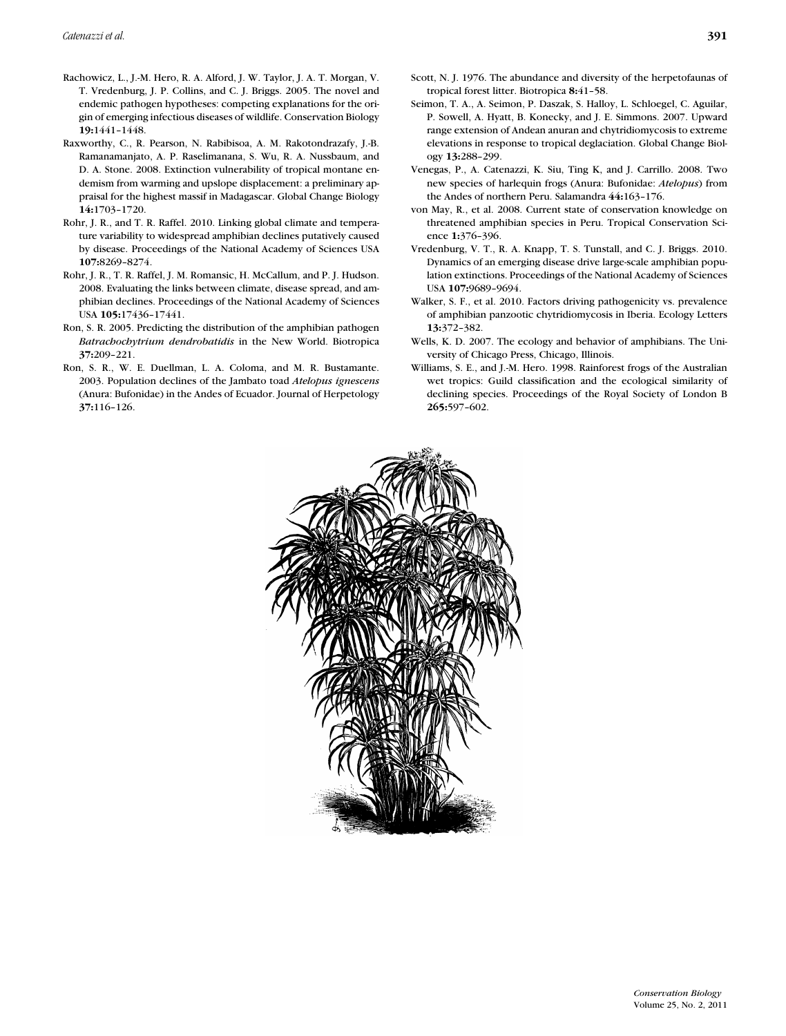Rachowicz, L., J.-M. Hero, R. A. Alford, J. W. Taylor, J. A. T. Morgan, V. T. Vredenburg, J. P. Collins, and C. J. Briggs. 2005. The novel and endemic pathogen hypotheses: competing explanations for the origin of emerging infectious diseases of wildlife. Conservation Biology **19:**1441–1448.

Raxworthy, C., R. Pearson, N. Rabibisoa, A. M. Rakotondrazafy, J.-B. Ramanamanjato, A. P. Raselimanana, S. Wu, R. A. Nussbaum, and D. A. Stone. 2008. Extinction vulnerability of tropical montane endemism from warming and upslope displacement: a preliminary appraisal for the highest massif in Madagascar. Global Change Biology **14:**1703–1720.

Rohr, J. R., and T. R. Raffel. 2010. Linking global climate and temperature variability to widespread amphibian declines putatively caused by disease. Proceedings of the National Academy of Sciences USA **107:**8269–8274.

Rohr, J. R., T. R. Raffel, J. M. Romansic, H. McCallum, and P. J. Hudson. 2008. Evaluating the links between climate, disease spread, and amphibian declines. Proceedings of the National Academy of Sciences USA **105:**17436–17441.

Ron, S. R. 2005. Predicting the distribution of the amphibian pathogen *Batrachochytrium dendrobatidis* in the New World. Biotropica **37:**209–221.

Ron, S. R., W. E. Duellman, L. A. Coloma, and M. R. Bustamante. 2003. Population declines of the Jambato toad *Atelopus ignescens* (Anura: Bufonidae) in the Andes of Ecuador. Journal of Herpetology **37:**116–126.

Scott, N. J. 1976. The abundance and diversity of the herpetofaunas of tropical forest litter. Biotropica **8:**41–58.

Seimon, T. A., A. Seimon, P. Daszak, S. Halloy, L. Schloegel, C. Aguilar, P. Sowell, A. Hyatt, B. Konecky, and J. E. Simmons. 2007. Upward range extension of Andean anuran and chytridiomycosis to extreme elevations in response to tropical deglaciation. Global Change Biology **13:**288–299.

Venegas, P., A. Catenazzi, K. Siu, Ting K, and J. Carrillo. 2008. Two new species of harlequin frogs (Anura: Bufonidae: *Atelopus*) from the Andes of northern Peru. Salamandra **44:**163–176.

von May, R., et al. 2008. Current state of conservation knowledge on threatened amphibian species in Peru. Tropical Conservation Science **1:**376–396.

Vredenburg, V. T., R. A. Knapp, T. S. Tunstall, and C. J. Briggs. 2010. Dynamics of an emerging disease drive large-scale amphibian population extinctions. Proceedings of the National Academy of Sciences USA **107:**9689–9694.

Walker, S. F., et al. 2010. Factors driving pathogenicity vs. prevalence of amphibian panzootic chytridiomycosis in Iberia. Ecology Letters **13:**372–382.

Wells, K. D. 2007. The ecology and behavior of amphibians. The University of Chicago Press, Chicago, Illinois.

Williams, S. E., and J.-M. Hero. 1998. Rainforest frogs of the Australian wet tropics: Guild classification and the ecological similarity of declining species. Proceedings of the Royal Society of London B **265:**597–602.